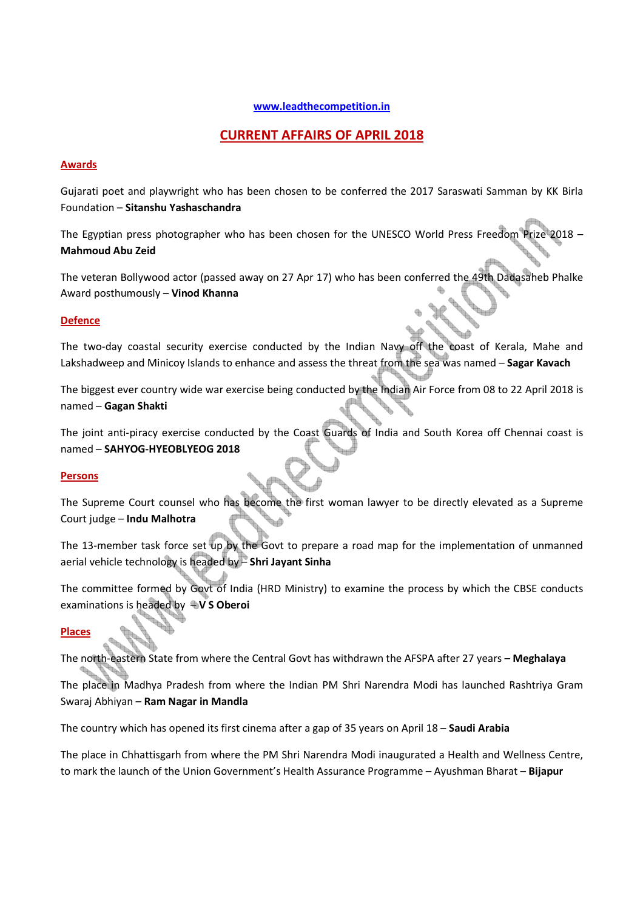www.leadthecompetition.in

# CURRENT AFFAIRS OF APRIL 2018

## Awards

Gujarati poet and playwright who has been chosen to be conferred the 2017 Saraswati Samman by KK Birla Foundation – **Sitanshu Yashaschandra**

The Egyptian press photographer who has been chosen for the UNESCO World Press Freedom Prize 2018 – **Mahmoud Abu Zeid**

The veteran Bollywood actor (passed away on 27 Apr 17) who has been conferred the 49th Dadasaheb Phalke Award posthumously – **Vinod Khanna**

## Defence

The two-day coastal security exercise conducted by the Indian Navy off the coast of Kerala, Mahe and Lakshadweep and Minicoy Islands to enhance and assess the threat from the sea was named – **Sagar Kavach**

The biggest ever country wide war exercise being conducted by the Indian Air Force from 08 to 22 April 2018 is named – **Gagan Shakti**

The joint anti-piracy exercise conducted by the Coast Guards of India and South Korea off Chennai coast is named – **SAHYOG-HYEOBLYEOG 2018**

## Persons

The Supreme Court counsel who has become the first woman lawyer to be directly elevated as a Supreme Court judge – **Indu Malhotra**

The 13-member task force set up by the Govt to prepare a road map for the implementation of unmanned aerial vehicle technology is headed by – **Shri Jayant Sinha**

The committee formed by Govt of India (HRD Ministry) to examine the process by which the CBSE conducts examinations is headed by – **V S Oberoi**

## Places

The north-eastern State from where the Central Govt has withdrawn the AFSPA after 27 years – **Meghalaya**

The place in Madhya Pradesh from where the Indian PM Shri Narendra Modi has launched Rashtriya Gram Swaraj Abhiyan – **Ram Nagar in Mandla**

The country which has opened its first cinema after a gap of 35 years on April 18 – **Saudi Arabia**

The place in Chhattisgarh from where the PM Shri Narendra Modi inaugurated a Health and Wellness Centre, to mark the launch of the Union Government's Health Assurance Programme – Ayushman Bharat – **Bijapur**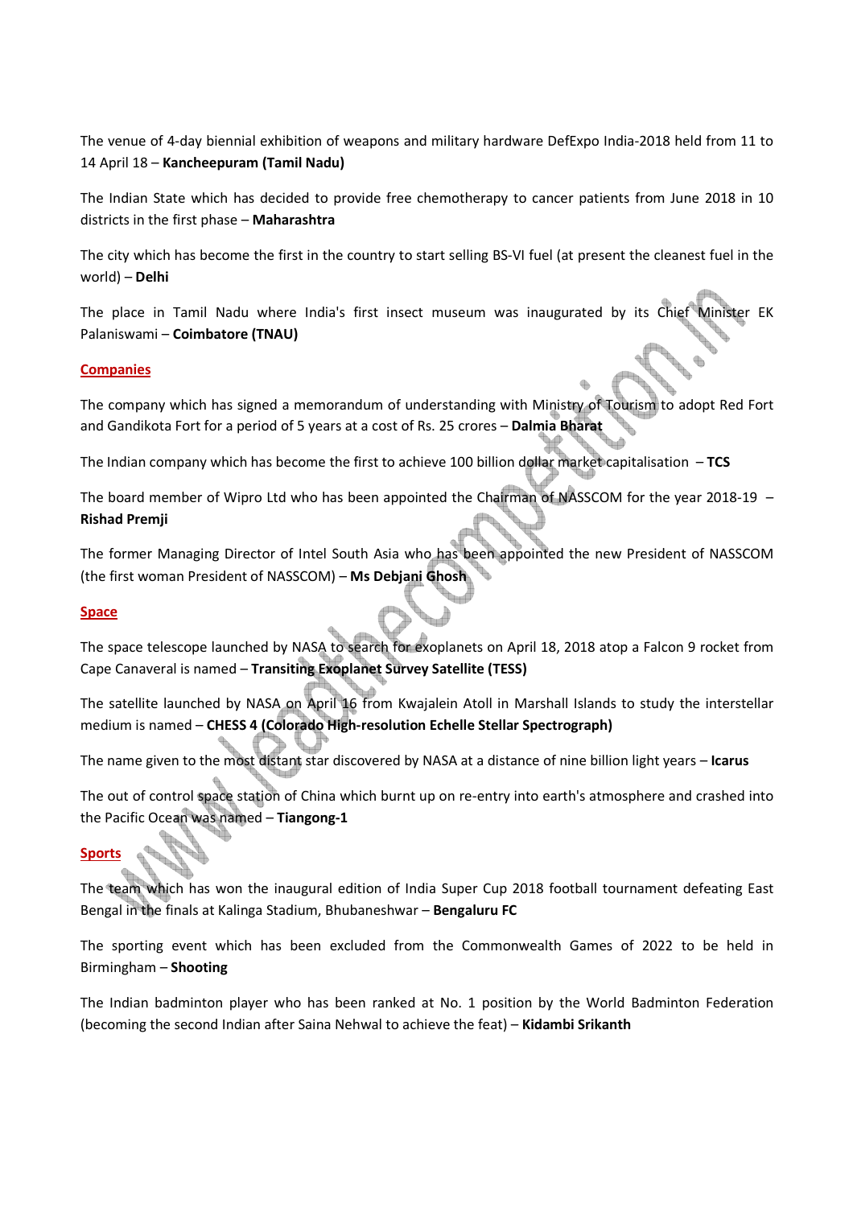The venue of 4-day biennial exhibition of weapons and military hardware DefExpo India-2018 held from 11 to 14 April 18 – **Kancheepuram (Tamil Nadu)**

The Indian State which has decided to provide free chemotherapy to cancer patients from June 2018 in 10 districts in the first phase – **Maharashtra**

The city which has become the first in the country to start selling BS-VI fuel (at present the cleanest fuel in the world) – **Delhi**

The place in Tamil Nadu where India's first insect museum was inaugurated by its Chief Minister EK Palaniswami – **Coimbatore (TNAU)**

## Companies

The company which has signed a memorandum of understanding with Ministry of Tourism to adopt Red Fort and Gandikota Fort for a period of 5 years at a cost of Rs. 25 crores – **Dalmia Bharat**

The Indian company which has become the first to achieve 100 billion dollar market capitalisation – **TCS**

The board member of Wipro Ltd who has been appointed the Chairman of NASSCOM for the year 2018-19 – **Rishad Premji**

The former Managing Director of Intel South Asia who has been appointed the new President of NASSCOM (the first woman President of NASSCOM) – **Ms Debjani Ghosh**

## Space

The space telescope launched by NASA to search for exoplanets on April 18, 2018 atop a Falcon 9 rocket from Cape Canaveral is named – **Transiting Exoplanet Survey Satellite (TESS)**

The satellite launched by NASA on April 16 from Kwajalein Atoll in Marshall Islands to study the interstellar medium is named – **CHESS 4 (Colorado High-resolution Echelle Stellar Spectrograph)**

The name given to the most distant star discovered by NASA at a distance of nine billion light years – **Icarus**

The out of control space station of China which burnt up on re-entry into earth's atmosphere and crashed into the Pacific Ocean was named – **Tiangong-1**

## Sports

The team which has won the inaugural edition of India Super Cup 2018 football tournament defeating East Bengal in the finals at Kalinga Stadium, Bhubaneshwar – **Bengaluru FC**

The sporting event which has been excluded from the Commonwealth Games of 2022 to be held in Birmingham – **Shooting**

The Indian badminton player who has been ranked at No. 1 position by the World Badminton Federation (becoming the second Indian after Saina Nehwal to achieve the feat) – **Kidambi Srikanth**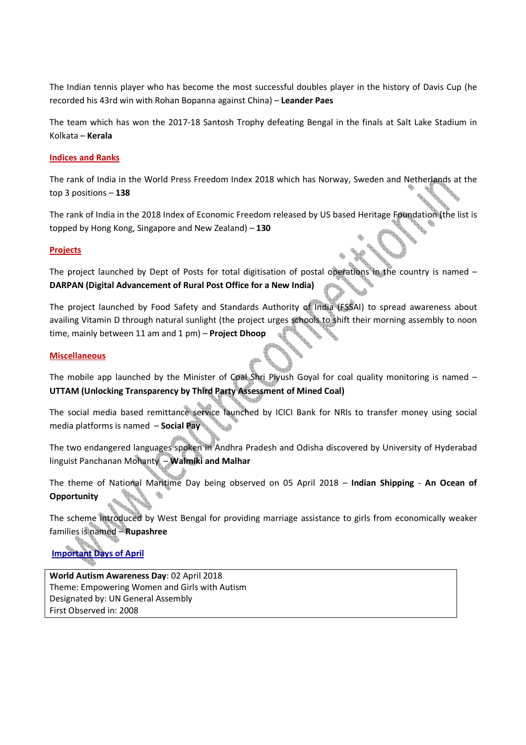The Indian tennis player who has become the most successful doubles player in the history of Davis Cup (he recorded his 43rd win with Rohan Bopanna against China) – **Leander Paes**

The team which has won the 2017-18 Santosh Trophy defeating Bengal in the finals at Salt Lake Stadium in Kolkata – **Kerala**

## Indices and Ranks

The rank of India in the World Press Freedom Index 2018 which has Norway, Sweden and Netherlands at the top 3 positions – **138**

The rank of India in the 2018 Index of Economic Freedom released by US based Heritage Foundation (the list is topped by Hong Kong, Singapore and New Zealand) – **130**

## Projects

The project launched by Dept of Posts for total digitisation of postal operations in the country is named – **DARPAN (Digital Advancement of Rural Post Office for a New India)**

The project launched by Food Safety and Standards Authority of India (FSSAI) to spread awareness about availing Vitamin D through natural sunlight (the project urges schools to shift their morning assembly to noon time, mainly between 11 am and 1 pm) – **Project Dhoop**

## Miscellaneous

The mobile app launched by the Minister of Coal Shri Piyush Goyal for coal quality monitoring is named – **UTTAM (Unlocking Transparency by Third Party Assessment of Mined Coal)**

The social media based remittance service launched by ICICI Bank for NRIs to transfer money using social media platforms is named – **Social Pay**

The two endangered languages spoken in Andhra Pradesh and Odisha discovered by University of Hyderabad linguist Panchanan Mohanty – **Walmiki and Malhar**

The theme of National Maritime Day being observed on 05 April 2018 – **Indian Shipping - An Ocean of Opportunity**

The scheme introduced by West Bengal for providing marriage assistance to girls from economically weaker families is named – **Rupashree**

## Important Days of April

| **World Autism Awareness Day**: 02 April 2018<br>Theme: Empowering Women and Girls with Autism<br>Designated by: UN General Assembly<br>First Observed in: 2008 |
|---|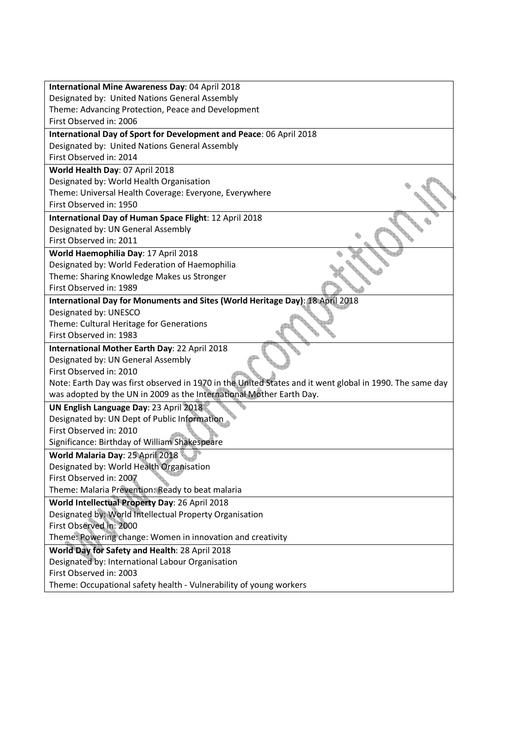**International Mine Awareness Day**: 04 April 2018
Designated by: United Nations General Assembly
Theme: Advancing Protection, Peace and Development
First Observed in: 2006

**International Day of Sport for Development and Peace**: 06 April 2018
Designated by: United Nations General Assembly
First Observed in: 2014

**World Health Day**: 07 April 2018
Designated by: World Health Organisation
Theme: Universal Health Coverage: Everyone, Everywhere
First Observed in: 1950

**International Day of Human Space Flight**: 12 April 2018
Designated by: UN General Assembly
First Observed in: 2011

**World Haemophilia Day**: 17 April 2018
Designated by: World Federation of Haemophilia
Theme: Sharing Knowledge Makes us Stronger
First Observed in: 1989

**International Day for Monuments and Sites (World Heritage Day)**: 18 April 2018
Designated by: UNESCO
Theme: Cultural Heritage for Generations
First Observed in: 1983

**International Mother Earth Day**: 22 April 2018
Designated by: UN General Assembly
First Observed in: 2010
Note: Earth Day was first observed in 1970 in the United States and it went global in 1990. The same day was adopted by the UN in 2009 as the International Mother Earth Day.

**UN English Language Day**: 23 April 2018
Designated by: UN Dept of Public Information
First Observed in: 2010
Significance: Birthday of William Shakespeare

**World Malaria Day**: 25 April 2018
Designated by: World Health Organisation
First Observed in: 2007
Theme: Malaria Prevention: Ready to beat malaria

**World Intellectual Property Day**: 26 April 2018
Designated by: World Intellectual Property Organisation
First Observed in: 2000
Theme: Powering change: Women in innovation and creativity

**World Day for Safety and Health**: 28 April 2018
Designated by: International Labour Organisation
First Observed in: 2003
Theme: Occupational safety health - Vulnerability of young workers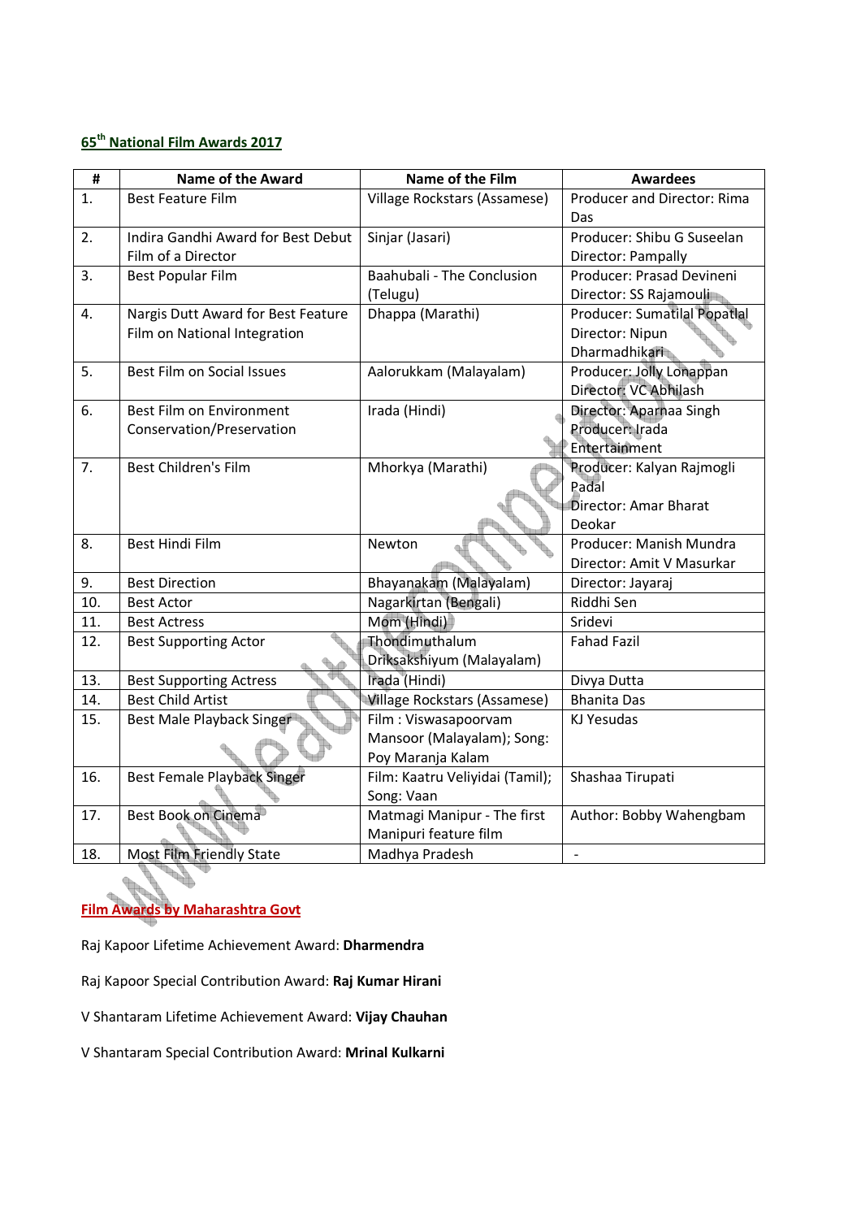## 65th National Film Awards 2017

| # | Name of the Award | Name of the Film | Awardees |
|---|---|---|---|
| 1. | Best Feature Film | Village Rockstars (Assamese) | Producer and Director: Rima Das |
| 2. | Indira Gandhi Award for Best Debut Film of a Director | Sinjar (Jasari) | Producer: Shibu G Suseelan Director: Pampally |
| 3. | Best Popular Film | Baahubali - The Conclusion (Telugu) | Producer: Prasad Devineni Director: SS Rajamouli |
| 4. | Nargis Dutt Award for Best Feature Film on National Integration | Dhappa (Marathi) | Producer: Sumatilal Popatlal Director: Nipun Dharmadhikari |
| 5. | Best Film on Social Issues | Aalorukkam (Malayalam) | Producer: Jolly Lonappan Director: VC Abhilash |
| 6. | Best Film on Environment Conservation/Preservation | Irada (Hindi) | Director: Aparnaa Singh Producer: Irada Entertainment |
| 7. | Best Children's Film | Mhorkya (Marathi) | Producer: Kalyan Rajmogli Padal Director: Amar Bharat Deokar |
| 8. | Best Hindi Film | Newton | Producer: Manish Mundra Director: Amit V Masurkar |
| 9. | Best Direction | Bhayanakam (Malayalam) | Director: Jayaraj |
| 10. | Best Actor | Nagarkirtan (Bengali) | Riddhi Sen |
| 11. | Best Actress | Mom (Hindi) | Sridevi |
| 12. | Best Supporting Actor | Thondimuthalum Driksakshiyum (Malayalam) | Fahad Fazil |
| 13. | Best Supporting Actress | Irada (Hindi) | Divya Dutta |
| 14. | Best Child Artist | Village Rockstars (Assamese) | Bhanita Das |
| 15. | Best Male Playback Singer | Film : Viswasapoorvam Mansoor (Malayalam); Song: Poy Maranja Kalam | KJ Yesudas |
| 16. | Best Female Playback Singer | Film: Kaatru Veliyidai (Tamil); Song: Vaan | Shashaa Tirupati |
| 17. | Best Book on Cinema | Matmagi Manipur - The first Manipuri feature film | Author: Bobby Wahengbam |
| 18. | Most Film Friendly State | Madhya Pradesh | - |

## Film Awards by Maharashtra Govt

Raj Kapoor Lifetime Achievement Award: **Dharmendra**

Raj Kapoor Special Contribution Award: **Raj Kumar Hirani**

V Shantaram Lifetime Achievement Award: **Vijay Chauhan**

V Shantaram Special Contribution Award: **Mrinal Kulkarni**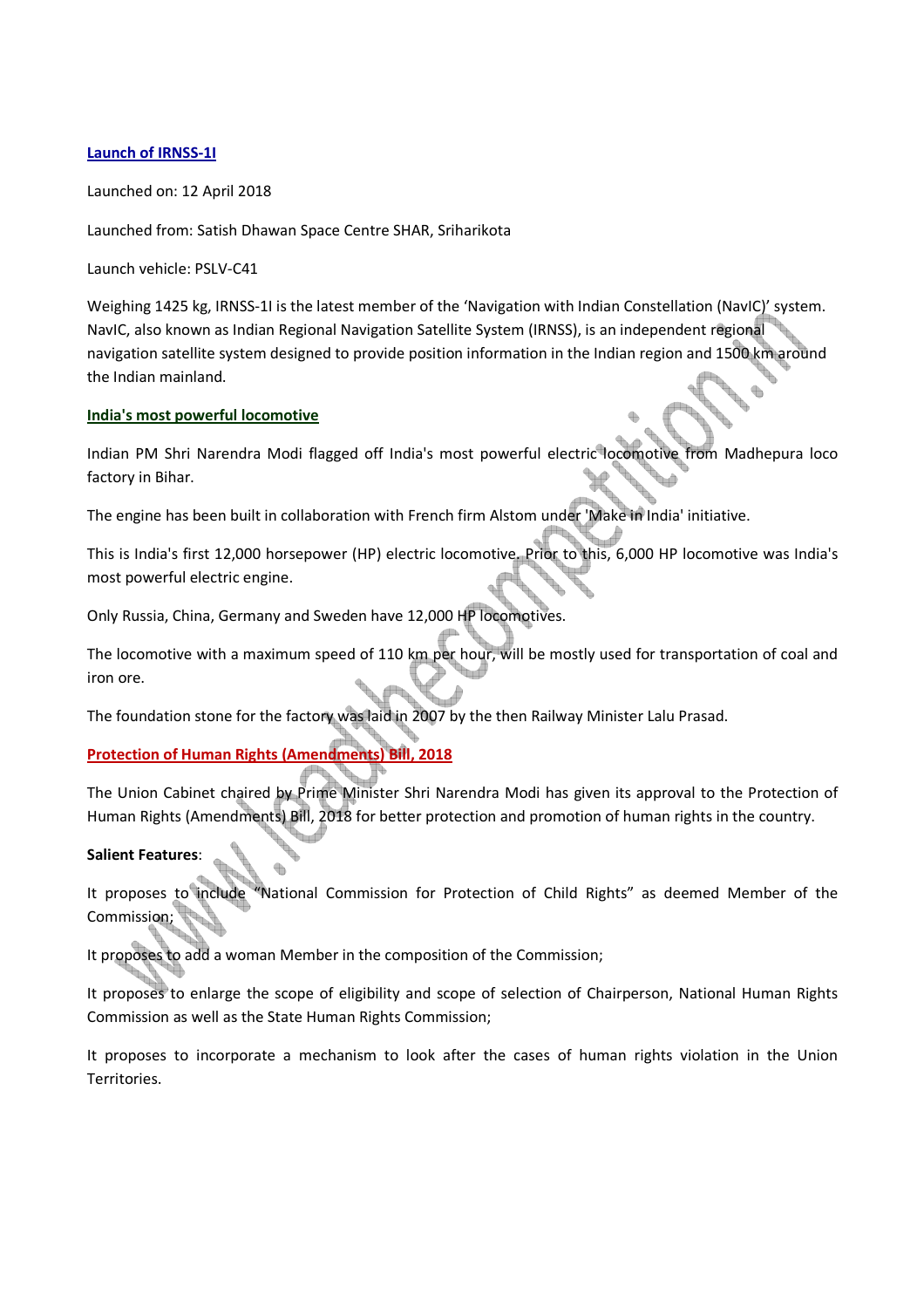## Launch of IRNSS-1I

Launched on: 12 April 2018

Launched from: Satish Dhawan Space Centre SHAR, Sriharikota

Launch vehicle: PSLV-C41

Weighing 1425 kg, IRNSS-1I is the latest member of the 'Navigation with Indian Constellation (NavIC)' system. NavIC, also known as Indian Regional Navigation Satellite System (IRNSS), is an independent regional navigation satellite system designed to provide position information in the Indian region and 1500 km around the Indian mainland.

## India's most powerful locomotive

Indian PM Shri Narendra Modi flagged off India's most powerful electric locomotive from Madhepura loco factory in Bihar.

The engine has been built in collaboration with French firm Alstom under 'Make in India' initiative.

This is India's first 12,000 horsepower (HP) electric locomotive. Prior to this, 6,000 HP locomotive was India's most powerful electric engine.

Only Russia, China, Germany and Sweden have 12,000 HP locomotives.

The locomotive with a maximum speed of 110 km per hour, will be mostly used for transportation of coal and iron ore.

The foundation stone for the factory was laid in 2007 by the then Railway Minister Lalu Prasad.

## Protection of Human Rights (Amendments) Bill, 2018

The Union Cabinet chaired by Prime Minister Shri Narendra Modi has given its approval to the Protection of Human Rights (Amendments) Bill, 2018 for better protection and promotion of human rights in the country.

**Salient Features**:

It proposes to include "National Commission for Protection of Child Rights" as deemed Member of the Commission;

It proposes to add a woman Member in the composition of the Commission;

It proposes to enlarge the scope of eligibility and scope of selection of Chairperson, National Human Rights Commission as well as the State Human Rights Commission;

It proposes to incorporate a mechanism to look after the cases of human rights violation in the Union Territories.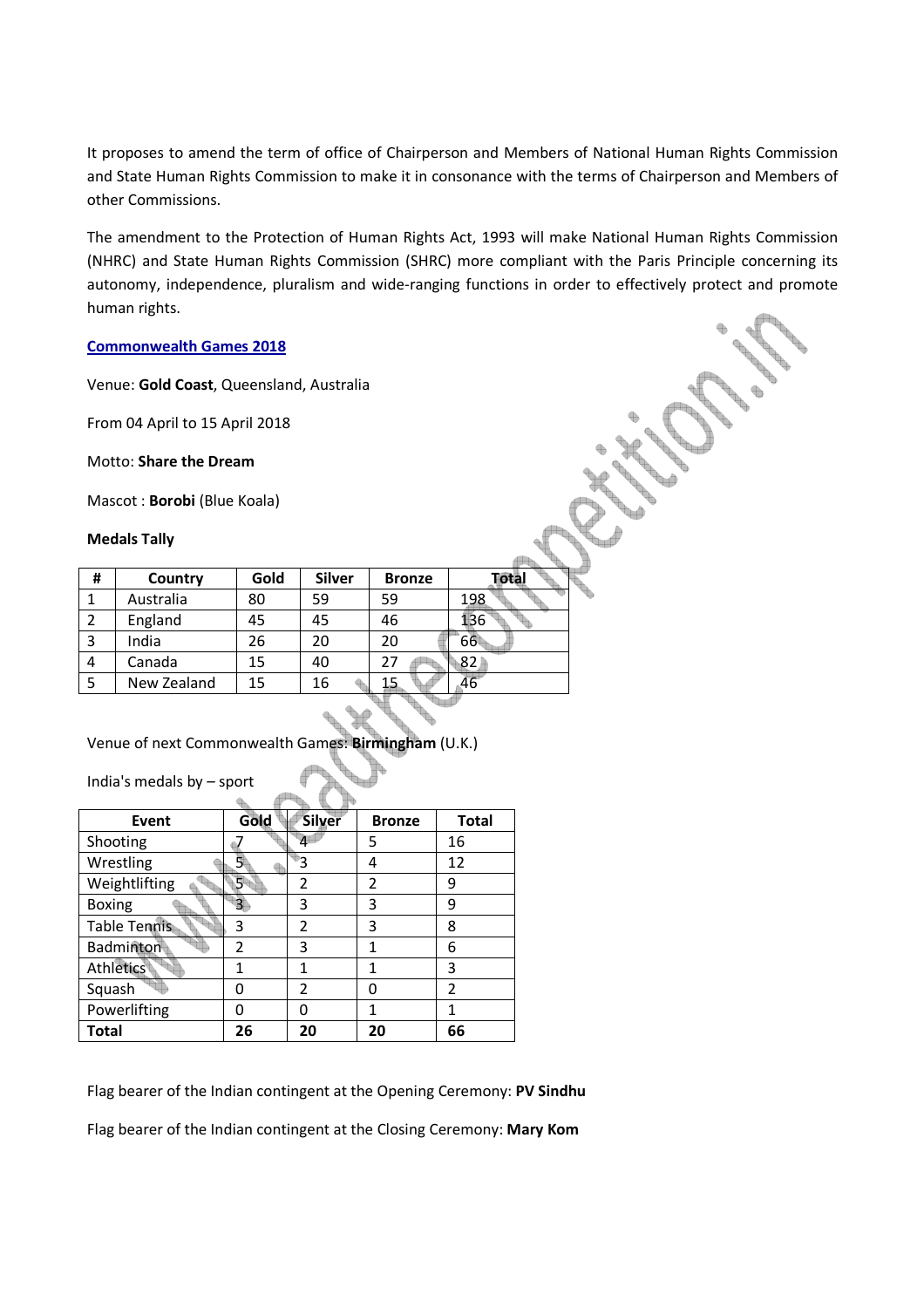It proposes to amend the term of office of Chairperson and Members of National Human Rights Commission and State Human Rights Commission to make it in consonance with the terms of Chairperson and Members of other Commissions.

The amendment to the Protection of Human Rights Act, 1993 will make National Human Rights Commission (NHRC) and State Human Rights Commission (SHRC) more compliant with the Paris Principle concerning its autonomy, independence, pluralism and wide-ranging functions in order to effectively protect and promote human rights.

## Commonwealth Games 2018

Venue: **Gold Coast**, Queensland, Australia

From 04 April to 15 April 2018

Motto: **Share the Dream**

Mascot : **Borobi** (Blue Koala)

**Medals Tally**

| # | Country | Gold | Silver | Bronze | Total |
|---|---|---|---|---|---|
| 1 | Australia | 80 | 59 | 59 | 198 |
| 2 | England | 45 | 45 | 46 | 136 |
| 3 | India | 26 | 20 | 20 | 66 |
| 4 | Canada | 15 | 40 | 27 | 82 |
| 5 | New Zealand | 15 | 16 | 15 | 46 |

Venue of next Commonwealth Games: **Birmingham** (U.K.)

India's medals by – sport

| Event | Gold | Silver | Bronze | Total |
|---|---|---|---|---|
| Shooting | 7 | 4 | 5 | 16 |
| Wrestling | 5 | 3 | 4 | 12 |
| Weightlifting | 5 | 2 | 2 | 9 |
| Boxing | 3 | 3 | 3 | 9 |
| Table Tennis | 3 | 2 | 3 | 8 |
| Badminton | 2 | 3 | 1 | 6 |
| Athletics | 1 | 1 | 1 | 3 |
| Squash | 0 | 2 | 0 | 2 |
| Powerlifting | 0 | 0 | 1 | 1 |
| **Total** | **26** | **20** | **20** | **66** |

Flag bearer of the Indian contingent at the Opening Ceremony: **PV Sindhu**

Flag bearer of the Indian contingent at the Closing Ceremony: **Mary Kom**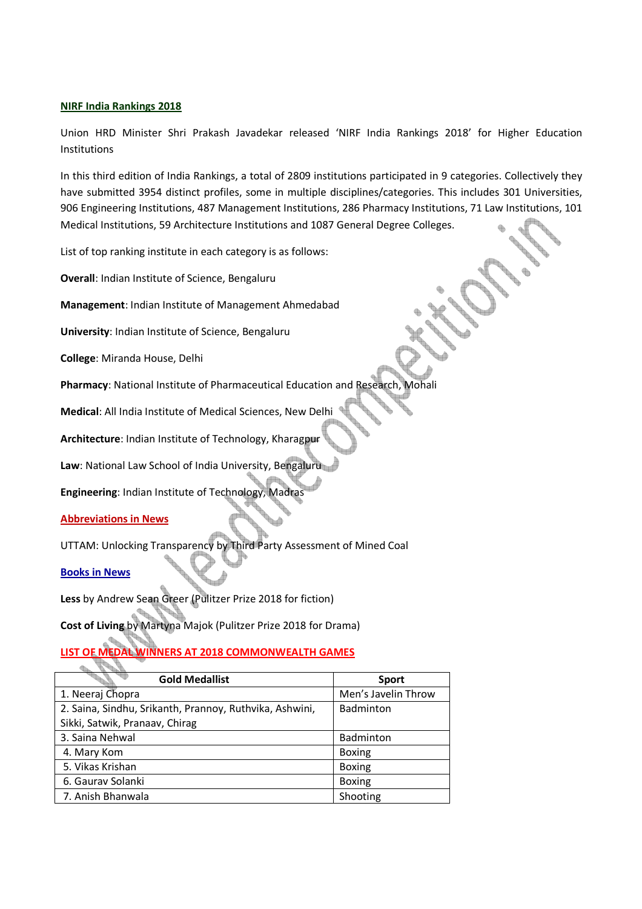## NIRF India Rankings 2018

Union HRD Minister Shri Prakash Javadekar released 'NIRF India Rankings 2018' for Higher Education Institutions

In this third edition of India Rankings, a total of 2809 institutions participated in 9 categories. Collectively they have submitted 3954 distinct profiles, some in multiple disciplines/categories. This includes 301 Universities, 906 Engineering Institutions, 487 Management Institutions, 286 Pharmacy Institutions, 71 Law Institutions, 101 Medical Institutions, 59 Architecture Institutions and 1087 General Degree Colleges.

List of top ranking institute in each category is as follows:

**Overall**: Indian Institute of Science, Bengaluru

**Management**: Indian Institute of Management Ahmedabad

**University**: Indian Institute of Science, Bengaluru

**College**: Miranda House, Delhi

**Pharmacy**: National Institute of Pharmaceutical Education and Research, Mohali

**Medical**: All India Institute of Medical Sciences, New Delhi

**Architecture**: Indian Institute of Technology, Kharagpur

**Law**: National Law School of India University, Bengaluru

**Engineering**: Indian Institute of Technology, Madras

## Abbreviations in News

UTTAM: Unlocking Transparency by Third Party Assessment of Mined Coal

## Books in News

**Less** by Andrew Sean Greer (Pulitzer Prize 2018 for fiction)

**Cost of Living** by Martyna Majok (Pulitzer Prize 2018 for Drama)

## LIST OF MEDAL WINNERS AT 2018 COMMONWEALTH GAMES

| Gold Medallist | Sport |
|---|---|
| 1. Neeraj Chopra | Men's Javelin Throw |
| 2. Saina, Sindhu, Srikanth, Prannoy, Ruthvika, Ashwini, Sikki, Satwik, Pranaav, Chirag | Badminton |
| 3. Saina Nehwal | Badminton |
| 4. Mary Kom | Boxing |
| 5. Vikas Krishan | Boxing |
| 6. Gaurav Solanki | Boxing |
| 7. Anish Bhanwala | Shooting |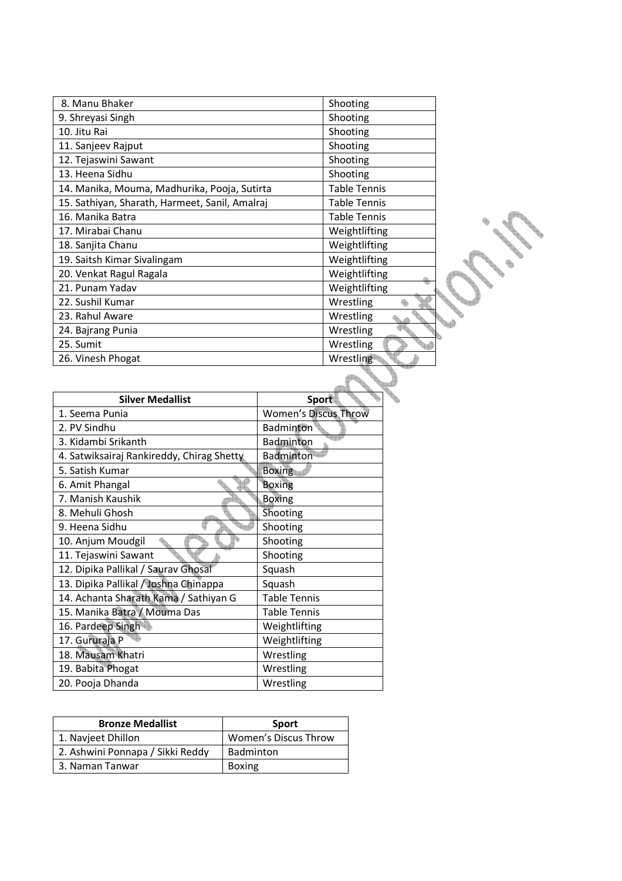| | |
|---|---|
| 8. Manu Bhaker | Shooting |
| 9. Shreyasi Singh | Shooting |
| 10. Jitu Rai | Shooting |
| 11. Sanjeev Rajput | Shooting |
| 12. Tejaswini Sawant | Shooting |
| 13. Heena Sidhu | Shooting |
| 14. Manika, Mouma, Madhurika, Pooja, Sutirta | Table Tennis |
| 15. Sathiyan, Sharath, Harmeet, Sanil, Amalraj | Table Tennis |
| 16. Manika Batra | Table Tennis |
| 17. Mirabai Chanu | Weightlifting |
| 18. Sanjita Chanu | Weightlifting |
| 19. Saitsh Kimar Sivalingam | Weightlifting |
| 20. Venkat Ragul Ragala | Weightlifting |
| 21. Punam Yadav | Weightlifting |
| 22. Sushil Kumar | Wrestling |
| 23. Rahul Aware | Wrestling |
| 24. Bajrang Punia | Wrestling |
| 25. Sumit | Wrestling |
| 26. Vinesh Phogat | Wrestling |

| Silver Medallist | Sport |
|---|---|
| 1. Seema Punia | Women's Discus Throw |
| 2. PV Sindhu | Badminton |
| 3. Kidambi Srikanth | Badminton |
| 4. Satwiksairaj Rankireddy, Chirag Shetty | Badminton |
| 5. Satish Kumar | Boxing |
| 6. Amit Phangal | Boxing |
| 7. Manish Kaushik | Boxing |
| 8. Mehuli Ghosh | Shooting |
| 9. Heena Sidhu | Shooting |
| 10. Anjum Moudgil | Shooting |
| 11. Tejaswini Sawant | Shooting |
| 12. Dipika Pallikal / Saurav Ghosal | Squash |
| 13. Dipika Pallikal / Joshna Chinappa | Squash |
| 14. Achanta Sharath Kama / Sathiyan G | Table Tennis |
| 15. Manika Batra / Mouma Das | Table Tennis |
| 16. Pardeep Singh | Weightlifting |
| 17. Gururaja P | Weightlifting |
| 18. Mausam Khatri | Wrestling |
| 19. Babita Phogat | Wrestling |
| 20. Pooja Dhanda | Wrestling |

| Bronze Medallist | Sport |
|---|---|
| 1. Navjeet Dhillon | Women's Discus Throw |
| 2. Ashwini Ponnapa / Sikki Reddy | Badminton |
| 3. Naman Tanwar | Boxing |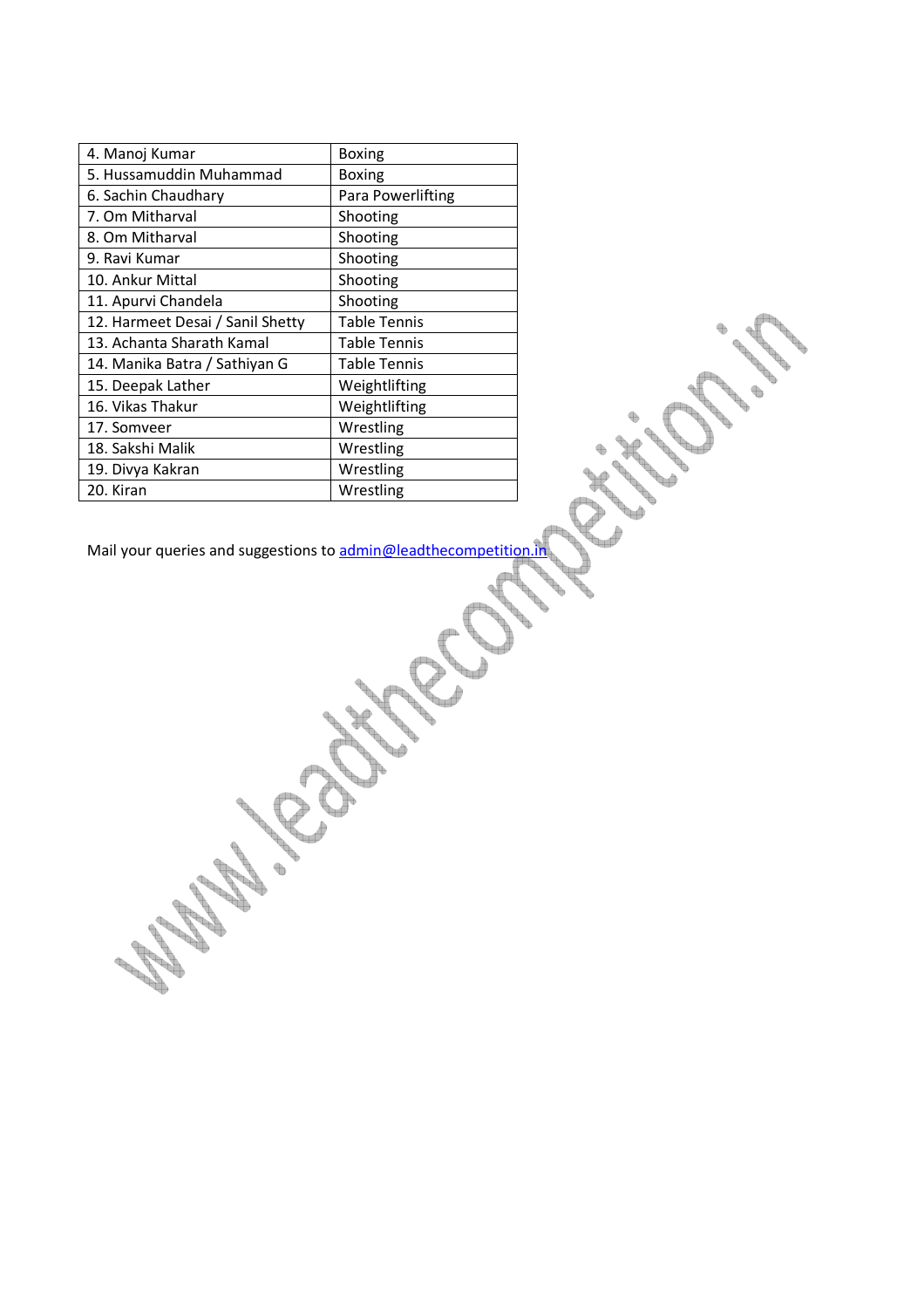| | |
|---|---|
| 4. Manoj Kumar | Boxing |
| 5. Hussamuddin Muhammad | Boxing |
| 6. Sachin Chaudhary | Para Powerlifting |
| 7. Om Mitharval | Shooting |
| 8. Om Mitharval | Shooting |
| 9. Ravi Kumar | Shooting |
| 10. Ankur Mittal | Shooting |
| 11. Apurvi Chandela | Shooting |
| 12. Harmeet Desai / Sanil Shetty | Table Tennis |
| 13. Achanta Sharath Kamal | Table Tennis |
| 14. Manika Batra / Sathiyan G | Table Tennis |
| 15. Deepak Lather | Weightlifting |
| 16. Vikas Thakur | Weightlifting |
| 17. Somveer | Wrestling |
| 18. Sakshi Malik | Wrestling |
| 19. Divya Kakran | Wrestling |
| 20. Kiran | Wrestling |

Mail your queries and suggestions to admin@leadthecompetition.in